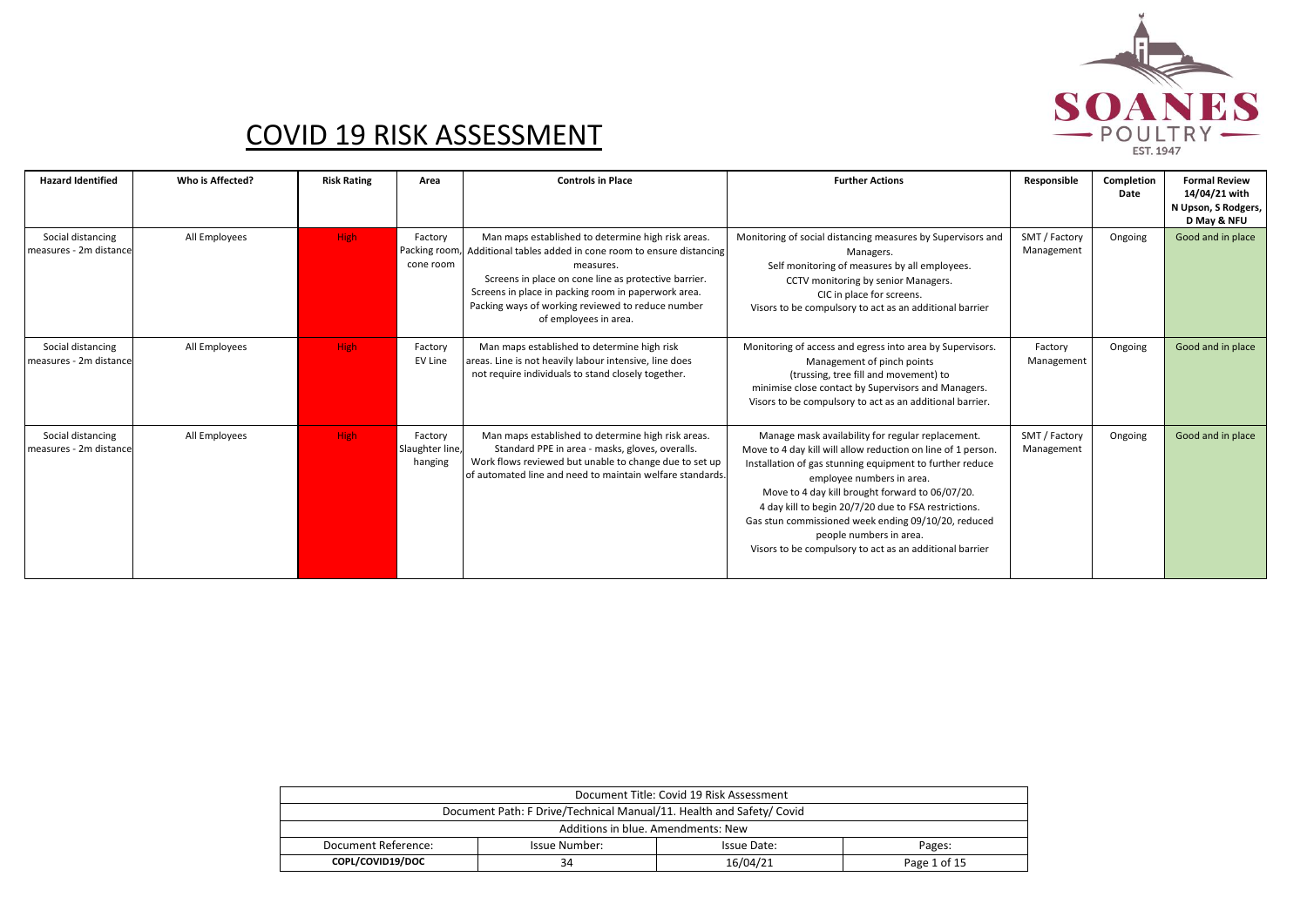# COVID 19 RISK ASSESSMENT

| Hazard Identified | Who is Affected? | Risk Rating | Area | Controls in Place | Further Actions | Responsible | Completion Date | Formal Review 14/04/21 with N Upson, S Rodgers, D May & NFU |
|---|---|---|---|---|---|---|---|---|
| Social distancing measures - 2m distance | All Employees | High | Factory Packing room, cone room | Man maps established to determine high risk areas. Additional tables added in cone room to ensure distancing measures. Screens in place on cone line as protective barrier. Screens in place in packing room in paperwork area. Packing ways of working reviewed to reduce number of employees in area. | Monitoring of social distancing measures by Supervisors and Managers. Self monitoring of measures by all employees. CCTV monitoring by senior Managers. CIC in place for screens. Visors to be compulsory to act as an additional barrier | SMT / Factory Management | Ongoing | Good and in place |
| Social distancing measures - 2m distance | All Employees | High | Factory EV Line | Man maps established to determine high risk areas. Line is not heavily labour intensive, line does not require individuals to stand closely together. | Monitoring of access and egress into area by Supervisors. Management of pinch points (trussing, tree fill and movement) to minimise close contact by Supervisors and Managers. Visors to be compulsory to act as an additional barrier. | Factory Management | Ongoing | Good and in place |
| Social distancing measures - 2m distance | All Employees | High | Factory Slaughter line, hanging | Man maps established to determine high risk areas. Standard PPE in area - masks, gloves, overalls. Work flows reviewed but unable to change due to set up of automated line and need to maintain welfare standards. | Manage mask availability for regular replacement. Move to 4 day kill will allow reduction on line of 1 person. Installation of gas stunning equipment to further reduce employee numbers in area. Move to 4 day kill brought forward to 06/07/20. 4 day kill to begin 20/7/20 due to FSA restrictions. Gas stun commissioned week ending 09/10/20, reduced people numbers in area. Visors to be compulsory to act as an additional barrier | SMT / Factory Management | Ongoing | Good and in place |

| Document Title: Covid 19 Risk Assessment | | | |
|---|---|---|---|
| Document Path: F Drive/Technical Manual/11. Health and Safety/ Covid | | | |
| Additions in blue. Amendments: New | | | |
| Document Reference: | Issue Number: | Issue Date: | Pages: |
| COPL/COVID19/DOC | 34 | 16/04/21 | Page 1 of 15 |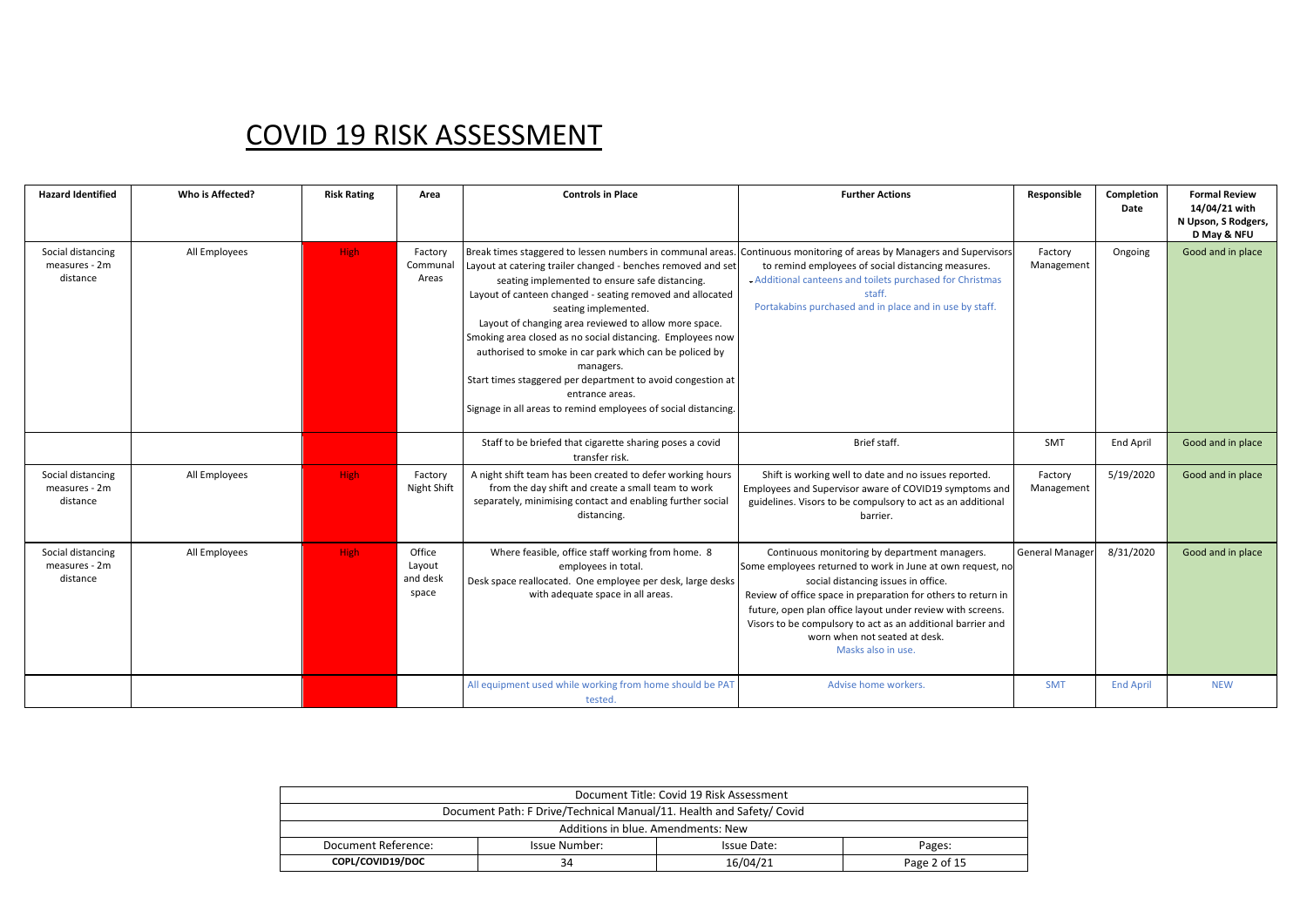# COVID 19 RISK ASSESSMENT

| Hazard Identified | Who is Affected? | Risk Rating | Area | Controls in Place | Further Actions | Responsible | Completion Date | Formal Review 14/04/21 with N Upson, S Rodgers, D May & NFU |
|---|---|---|---|---|---|---|---|---|
| Social distancing measures - 2m distance | All Employees | High | Factory Communal Areas | Break times staggered to lessen numbers in communal areas. Layout at catering trailer changed - benches removed and set seating implemented to ensure safe distancing. Layout of canteen changed - seating removed and allocated seating implemented. Layout of changing area reviewed to allow more space. Smoking area closed as no social distancing. Employees now authorised to smoke in car park which can be policed by managers. Start times staggered per department to avoid congestion at entrance areas. Signage in all areas to remind employees of social distancing. | Continuous monitoring of areas by Managers and Supervisors to remind employees of social distancing measures. - Additional canteens and toilets purchased for Christmas staff. Portakabins purchased and in place and in use by staff. | Factory Management | Ongoing | Good and in place |
| | | | | Staff to be briefed that cigarette sharing poses a covid transfer risk. | Brief staff. | SMT | End April | Good and in place |
| Social distancing measures - 2m distance | All Employees | High | Factory Night Shift | A night shift team has been created to defer working hours from the day shift and create a small team to work separately, minimising contact and enabling further social distancing. | Shift is working well to date and no issues reported. Employees and Supervisor aware of COVID19 symptoms and guidelines. Visors to be compulsory to act as an additional barrier. | Factory Management | 5/19/2020 | Good and in place |
| Social distancing measures - 2m distance | All Employees | High | Office Layout and desk space | Where feasible, office staff working from home. 8 employees in total. Desk space reallocated. One employee per desk, large desks with adequate space in all areas. | Continuous monitoring by department managers. Some employees returned to work in June at own request, no social distancing issues in office. Review of office space in preparation for others to return in future, open plan office layout under review with screens. Visors to be compulsory to act as an additional barrier and worn when not seated at desk. Masks also in use. | General Manager | 8/31/2020 | Good and in place |
| | | | | All equipment used while working from home should be PAT tested. | Advise home workers. | SMT | End April | NEW |

| Document Title: Covid 19 Risk Assessment | | | |
|---|---|---|---|
| Document Path: F Drive/Technical Manual/11. Health and Safety/ Covid | | | |
| Additions in blue. Amendments: New | | | |
| Document Reference: | Issue Number: | Issue Date: | Pages: |
| **COPL/COVID19/DOC** | 34 | 16/04/21 | Page 2 of 15 |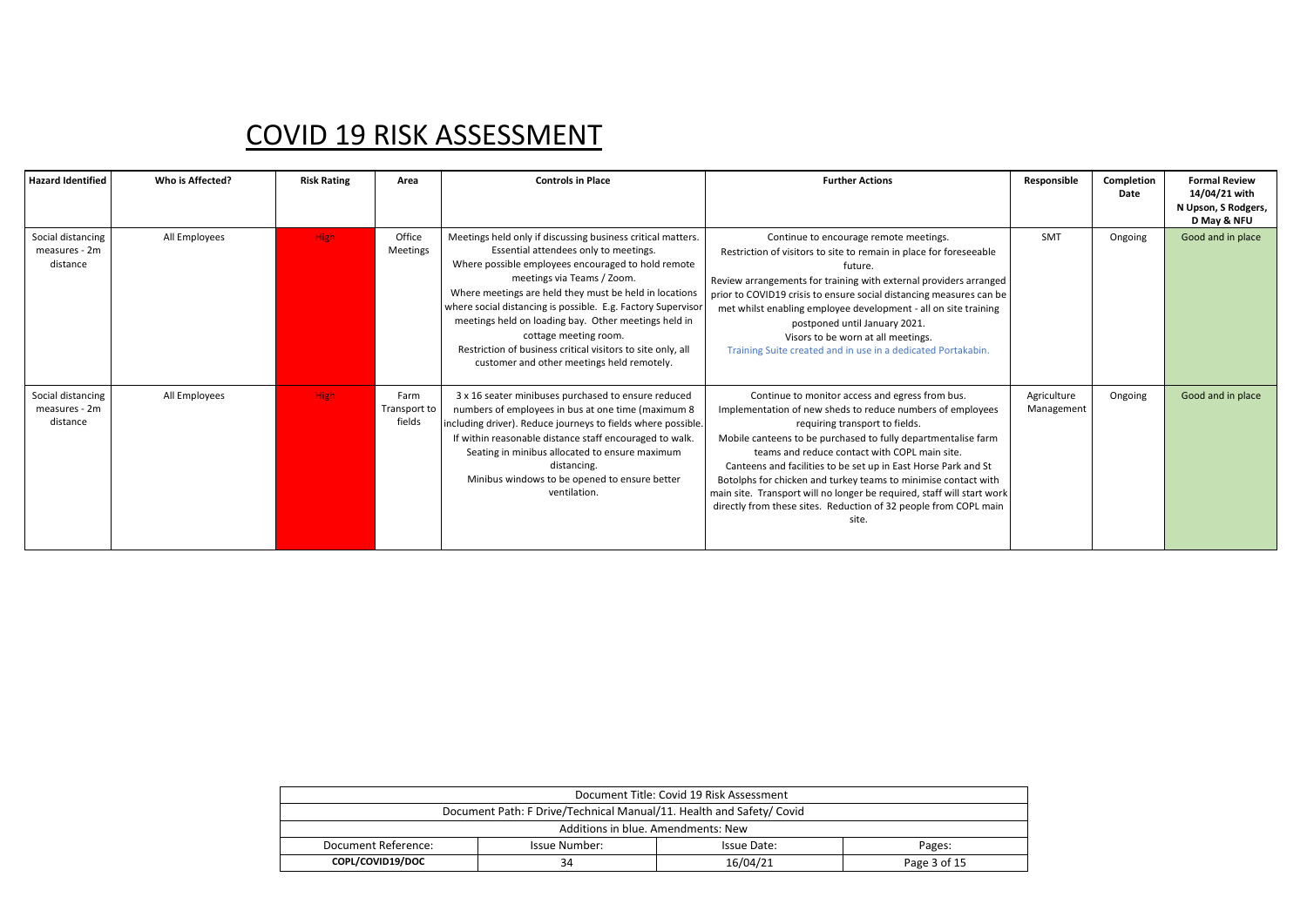# COVID 19 RISK ASSESSMENT

| Hazard Identified | Who is Affected? | Risk Rating | Area | Controls in Place | Further Actions | Responsible | Completion Date | Formal Review 14/04/21 with N Upson, S Rodgers, D May & NFU |
|---|---|---|---|---|---|---|---|---|
| Social distancing measures - 2m distance | All Employees | High | Office Meetings | Meetings held only if discussing business critical matters. Essential attendees only to meetings. Where possible employees encouraged to hold remote meetings via Teams / Zoom. Where meetings are held they must be held in locations where social distancing is possible. E.g. Factory Supervisor meetings held on loading bay. Other meetings held in cottage meeting room. Restriction of business critical visitors to site only, all customer and other meetings held remotely. | Continue to encourage remote meetings. Restriction of visitors to site to remain in place for foreseeable future. Review arrangements for training with external providers arranged prior to COVID19 crisis to ensure social distancing measures can be met whilst enabling employee development - all on site training postponed until January 2021. Visors to be worn at all meetings. Training Suite created and in use in a dedicated Portakabin. | SMT | Ongoing | Good and in place |
| Social distancing measures - 2m distance | All Employees | High | Farm Transport to fields | 3 x 16 seater minibuses purchased to ensure reduced numbers of employees in bus at one time (maximum 8 including driver). Reduce journeys to fields where possible. If within reasonable distance staff encouraged to walk. Seating in minibus allocated to ensure maximum distancing. Minibus windows to be opened to ensure better ventilation. | Continue to monitor access and egress from bus. Implementation of new sheds to reduce numbers of employees requiring transport to fields. Mobile canteens to be purchased to fully departmentalise farm teams and reduce contact with COPL main site. Canteens and facilities to be set up in East Horse Park and St Botolphs for chicken and turkey teams to minimise contact with main site. Transport will no longer be required, staff will start work directly from these sites. Reduction of 32 people from COPL main site. | Agriculture Management | Ongoing | Good and in place |

| Document Title: Covid 19 Risk Assessment | | | |
|---|---|---|---|
| Document Path: F Drive/Technical Manual/11. Health and Safety/ Covid | | | |
| Additions in blue. Amendments: New | | | |
| Document Reference: | Issue Number: | Issue Date: | Pages: |
| **COPL/COVID19/DOC** | 34 | 16/04/21 | Page 3 of 15 |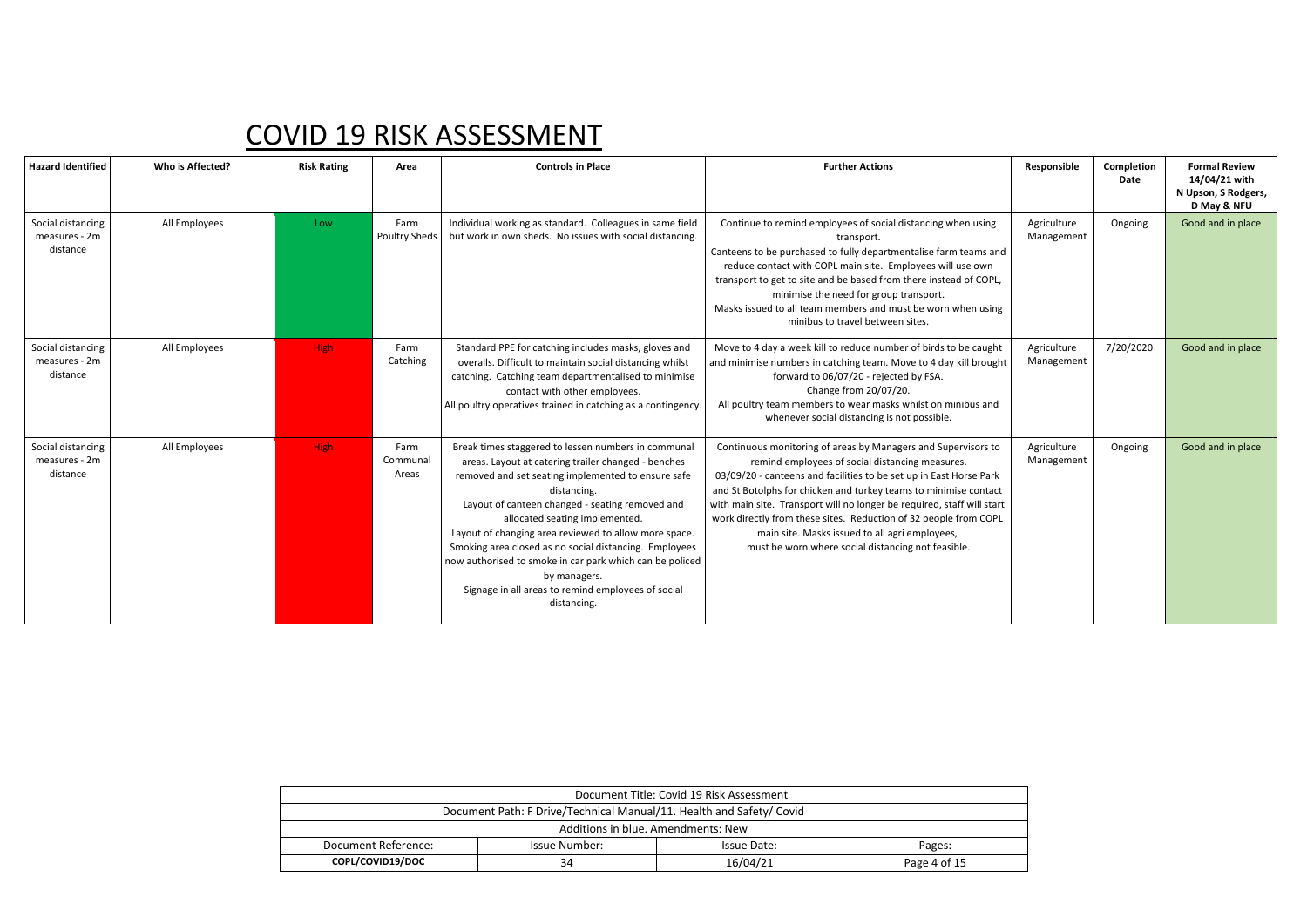# COVID 19 RISK ASSESSMENT

| Hazard Identified | Who is Affected? | Risk Rating | Area | Controls in Place | Further Actions | Responsible | Completion Date | Formal Review 14/04/21 with N Upson, S Rodgers, D May & NFU |
|---|---|---|---|---|---|---|---|---|
| Social distancing measures - 2m distance | All Employees | Low | Farm Poultry Sheds | Individual working as standard. Colleagues in same field but work in own sheds. No issues with social distancing. | Continue to remind employees of social distancing when using transport. Canteens to be purchased to fully departmentalise farm teams and reduce contact with COPL main site. Employees will use own transport to get to site and be based from there instead of COPL, minimise the need for group transport. Masks issued to all team members and must be worn when using minibus to travel between sites. | Agriculture Management | Ongoing | Good and in place |
| Social distancing measures - 2m distance | All Employees | High | Farm Catching | Standard PPE for catching includes masks, gloves and overalls. Difficult to maintain social distancing whilst catching. Catching team departmentalised to minimise contact with other employees. All poultry operatives trained in catching as a contingency. | Move to 4 day a week kill to reduce number of birds to be caught and minimise numbers in catching team. Move to 4 day kill brought forward to 06/07/20 - rejected by FSA. Change from 20/07/20. All poultry team members to wear masks whilst on minibus and whenever social distancing is not possible. | Agriculture Management | 7/20/2020 | Good and in place |
| Social distancing measures - 2m distance | All Employees | High | Farm Communal Areas | Break times staggered to lessen numbers in communal areas. Layout at catering trailer changed - benches removed and set seating implemented to ensure safe distancing. Layout of canteen changed - seating removed and allocated seating implemented. Layout of changing area reviewed to allow more space. Smoking area closed as no social distancing. Employees now authorised to smoke in car park which can be policed by managers. Signage in all areas to remind employees of social distancing. | Continuous monitoring of areas by Managers and Supervisors to remind employees of social distancing measures. 03/09/20 - canteens and facilities to be set up in East Horse Park and St Botolphs for chicken and turkey teams to minimise contact with main site. Transport will no longer be required, staff will start work directly from these sites. Reduction of 32 people from COPL main site. Masks issued to all agri employees, must be worn where social distancing not feasible. | Agriculture Management | Ongoing | Good and in place |

| Document Title: Covid 19 Risk Assessment | | | |
|---|---|---|---|
| Document Path: F Drive/Technical Manual/11. Health and Safety/ Covid | | | |
| Additions in blue. Amendments: New | | | |
| Document Reference: | Issue Number: | Issue Date: | Pages: |
| **COPL/COVID19/DOC** | 34 | 16/04/21 | Page 4 of 15 |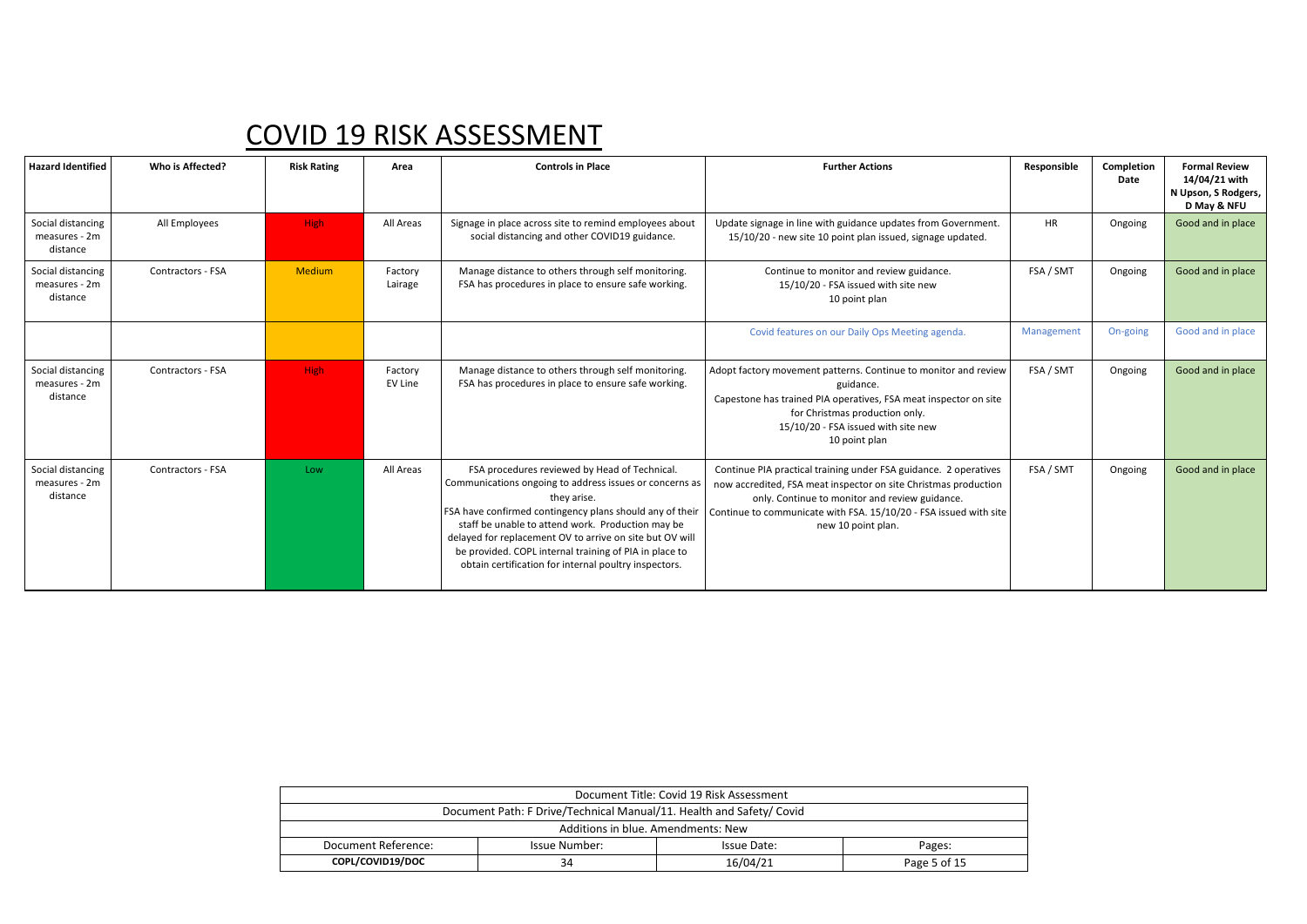# COVID 19 RISK ASSESSMENT

| Hazard Identified | Who is Affected? | Risk Rating | Area | Controls in Place | Further Actions | Responsible | Completion Date | Formal Review 14/04/21 with N Upson, S Rodgers, D May & NFU |
|---|---|---|---|---|---|---|---|---|
| Social distancing measures - 2m distance | All Employees | High | All Areas | Signage in place across site to remind employees about social distancing and other COVID19 guidance. | Update signage in line with guidance updates from Government. 15/10/20 - new site 10 point plan issued, signage updated. | HR | Ongoing | Good and in place |
| Social distancing measures - 2m distance | Contractors - FSA | Medium | Factory Lairage | Manage distance to others through self monitoring. FSA has procedures in place to ensure safe working. | Continue to monitor and review guidance. 15/10/20 - FSA issued with site new 10 point plan | FSA / SMT | Ongoing | Good and in place |
| | | | | | Covid features on our Daily Ops Meeting agenda. | Management | On-going | Good and in place |
| Social distancing measures - 2m distance | Contractors - FSA | High | Factory EV Line | Manage distance to others through self monitoring. FSA has procedures in place to ensure safe working. | Adopt factory movement patterns. Continue to monitor and review guidance. Capestone has trained PIA operatives, FSA meat inspector on site for Christmas production only. 15/10/20 - FSA issued with site new 10 point plan | FSA / SMT | Ongoing | Good and in place |
| Social distancing measures - 2m distance | Contractors - FSA | Low | All Areas | FSA procedures reviewed by Head of Technical. Communications ongoing to address issues or concerns as they arise. FSA have confirmed contingency plans should any of their staff be unable to attend work. Production may be delayed for replacement OV to arrive on site but OV will be provided. COPL internal training of PIA in place to obtain certification for internal poultry inspectors. | Continue PIA practical training under FSA guidance. 2 operatives now accredited, FSA meat inspector on site Christmas production only. Continue to monitor and review guidance. Continue to communicate with FSA. 15/10/20 - FSA issued with site new 10 point plan. | FSA / SMT | Ongoing | Good and in place |

| Document Title: Covid 19 Risk Assessment | | | |
|---|---|---|---|
| Document Path: F Drive/Technical Manual/11. Health and Safety/ Covid | | | |
| Additions in blue. Amendments: New | | | |
| Document Reference: | Issue Number: | Issue Date: | Pages: |
| COPL/COVID19/DOC | 34 | 16/04/21 | Page 5 of 15 |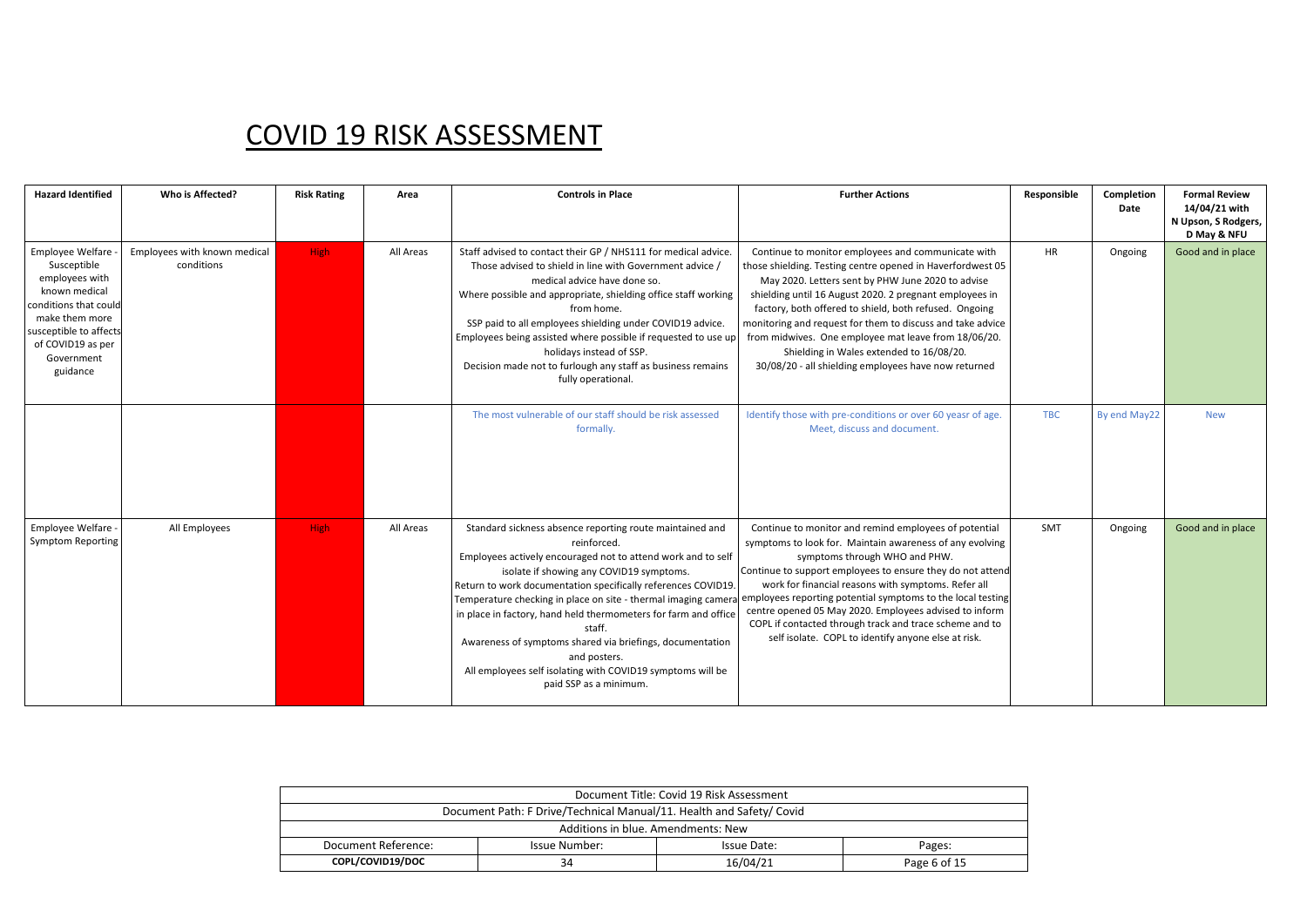# COVID 19 RISK ASSESSMENT

| Hazard Identified | Who is Affected? | Risk Rating | Area | Controls in Place | Further Actions | Responsible | Completion Date | Formal Review 14/04/21 with N Upson, S Rodgers, D May & NFU |
|---|---|---|---|---|---|---|---|---|
| Employee Welfare - Susceptible employees with known medical conditions that could make them more susceptible to affects of COVID19 as per Government guidance | Employees with known medical conditions | High | All Areas | Staff advised to contact their GP / NHS111 for medical advice. Those advised to shield in line with Government advice / medical advice have done so. Where possible and appropriate, shielding office staff working from home. SSP paid to all employees shielding under COVID19 advice. Employees being assisted where possible if requested to use up holidays instead of SSP. Decision made not to furlough any staff as business remains fully operational. | Continue to monitor employees and communicate with those shielding. Testing centre opened in Haverfordwest 05 May 2020. Letters sent by PHW June 2020 to advise shielding until 16 August 2020. 2 pregnant employees in factory, both offered to shield, both refused. Ongoing monitoring and request for them to discuss and take advice from midwives. One employee mat leave from 18/06/20. Shielding in Wales extended to 16/08/20. 30/08/20 - all shielding employees have now returned | HR | Ongoing | Good and in place |
| | | | | The most vulnerable of our staff should be risk assessed formally. | Identify those with pre-conditions or over 60 yeasr of age. Meet, discuss and document. | TBC | By end May22 | New |
| Employee Welfare - Symptom Reporting | All Employees | High | All Areas | Standard sickness absence reporting route maintained and reinforced. Employees actively encouraged not to attend work and to self isolate if showing any COVID19 symptoms. Return to work documentation specifically references COVID19. Temperature checking in place on site - thermal imaging camera in place in factory, hand held thermometers for farm and office staff. Awareness of symptoms shared via briefings, documentation and posters. All employees self isolating with COVID19 symptoms will be paid SSP as a minimum. | Continue to monitor and remind employees of potential symptoms to look for. Maintain awareness of any evolving symptoms through WHO and PHW. Continue to support employees to ensure they do not attend work for financial reasons with symptoms. Refer all employees reporting potential symptoms to the local testing centre opened 05 May 2020. Employees advised to inform COPL if contacted through track and trace scheme and to self isolate. COPL to identify anyone else at risk. | SMT | Ongoing | Good and in place |

| Document Title: Covid 19 Risk Assessment | | | |
|---|---|---|---|
| Document Path: F Drive/Technical Manual/11. Health and Safety/ Covid | | | |
| Additions in blue. Amendments: New | | | |
| Document Reference: | Issue Number: | Issue Date: | Pages: |
| **COPL/COVID19/DOC** | 34 | 16/04/21 | Page 6 of 15 |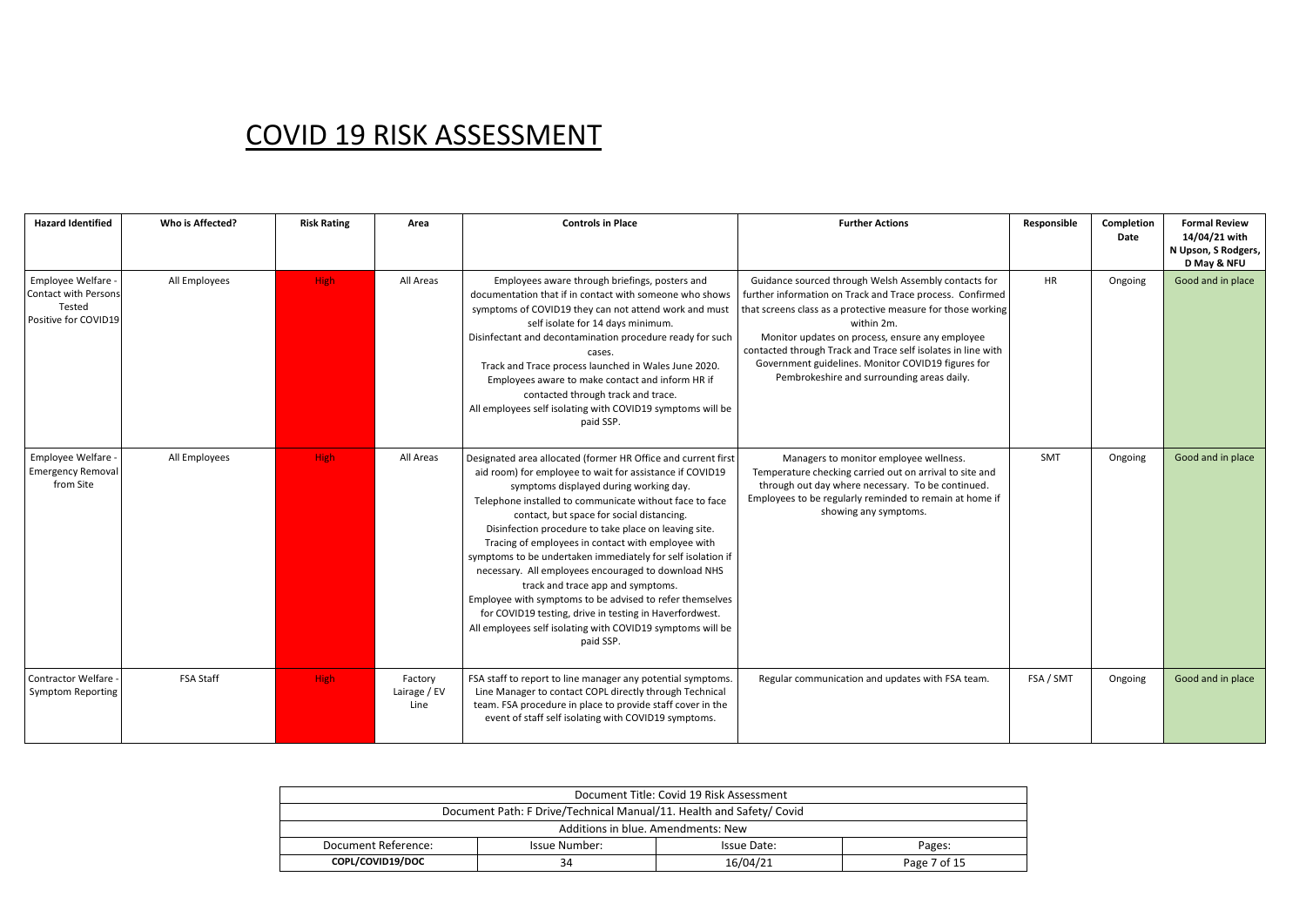# COVID 19 RISK ASSESSMENT

| Hazard Identified | Who is Affected? | Risk Rating | Area | Controls in Place | Further Actions | Responsible | Completion Date | Formal Review 14/04/21 with N Upson, S Rodgers, D May & NFU |
|---|---|---|---|---|---|---|---|---|
| Employee Welfare - Contact with Persons Tested Positive for COVID19 | All Employees | High | All Areas | Employees aware through briefings, posters and documentation that if in contact with someone who shows symptoms of COVID19 they can not attend work and must self isolate for 14 days minimum. Disinfectant and decontamination procedure ready for such cases. Track and Trace process launched in Wales June 2020. Employees aware to make contact and inform HR if contacted through track and trace. All employees self isolating with COVID19 symptoms will be paid SSP. | Guidance sourced through Welsh Assembly contacts for further information on Track and Trace process. Confirmed that screens class as a protective measure for those working within 2m. Monitor updates on process, ensure any employee contacted through Track and Trace self isolates in line with Government guidelines. Monitor COVID19 figures for Pembrokeshire and surrounding areas daily. | HR | Ongoing | Good and in place |
| Employee Welfare - Emergency Removal from Site | All Employees | High | All Areas | Designated area allocated (former HR Office and current first aid room) for employee to wait for assistance if COVID19 symptoms displayed during working day. Telephone installed to communicate without face to face contact, but space for social distancing. Disinfection procedure to take place on leaving site. Tracing of employees in contact with employee with symptoms to be undertaken immediately for self isolation if necessary. All employees encouraged to download NHS track and trace app and symptoms. Employee with symptoms to be advised to refer themselves for COVID19 testing, drive in testing in Haverfordwest. All employees self isolating with COVID19 symptoms will be paid SSP. | Managers to monitor employee wellness. Temperature checking carried out on arrival to site and through out day where necessary. To be continued. Employees to be regularly reminded to remain at home if showing any symptoms. | SMT | Ongoing | Good and in place |
| Contractor Welfare - Symptom Reporting | FSA Staff | High | Factory Lairage / EV Line | FSA staff to report to line manager any potential symptoms. Line Manager to contact COPL directly through Technical team. FSA procedure in place to provide staff cover in the event of staff self isolating with COVID19 symptoms. | Regular communication and updates with FSA team. | FSA / SMT | Ongoing | Good and in place |

| Document Title: Covid 19 Risk Assessment | | | |
|---|---|---|---|
| Document Path: F Drive/Technical Manual/11. Health and Safety/ Covid | | | |
| Additions in blue. Amendments: New | | | |
| Document Reference: | Issue Number: | Issue Date: | Pages: |
| **COPL/COVID19/DOC** | 34 | 16/04/21 | Page 7 of 15 |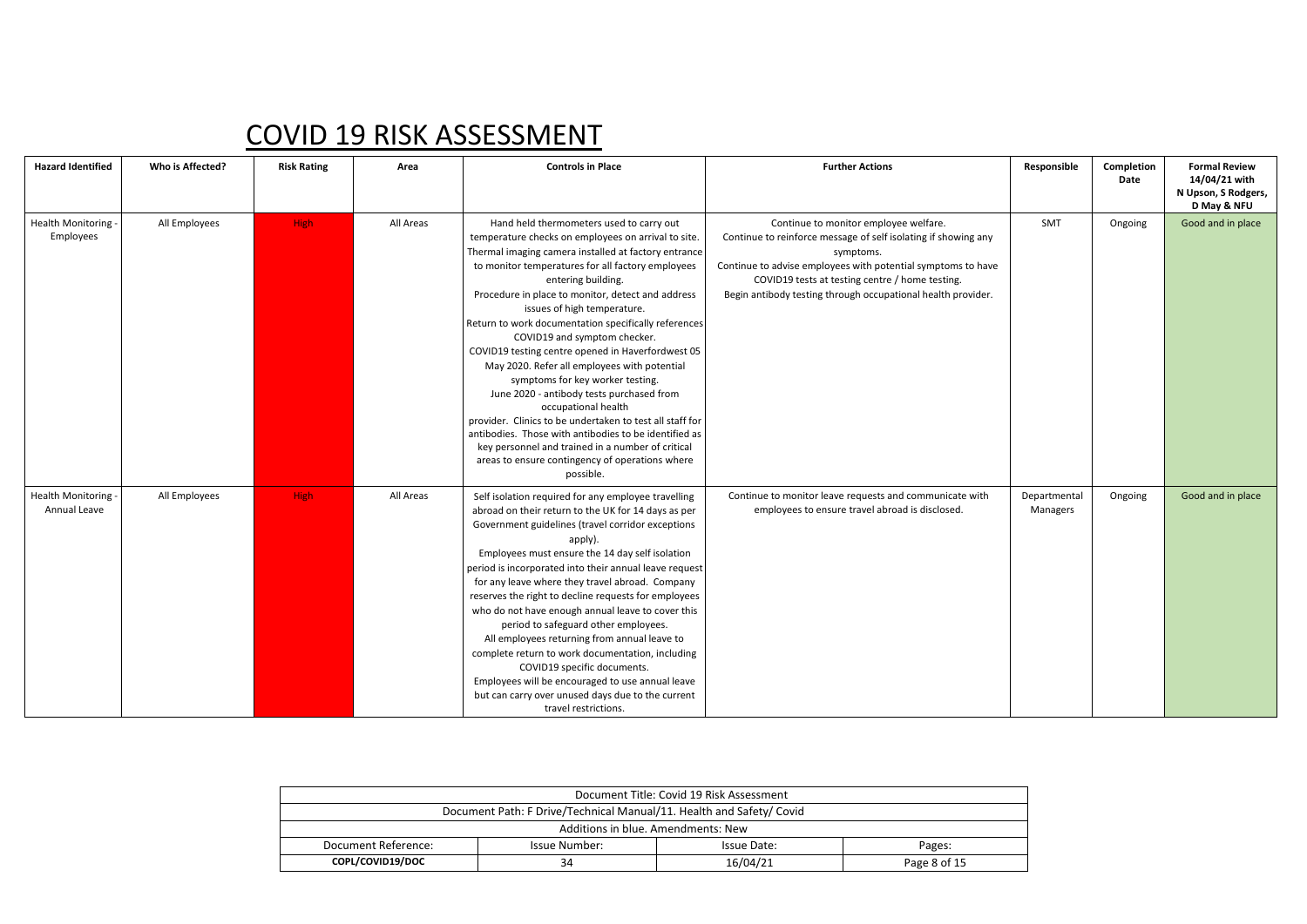# COVID 19 RISK ASSESSMENT

| Hazard Identified | Who is Affected? | Risk Rating | Area | Controls in Place | Further Actions | Responsible | Completion Date | Formal Review 14/04/21 with N Upson, S Rodgers, D May & NFU |
|---|---|---|---|---|---|---|---|---|
| Health Monitoring - Employees | All Employees | High | All Areas | Hand held thermometers used to carry out temperature checks on employees on arrival to site. Thermal imaging camera installed at factory entrance to monitor temperatures for all factory employees entering building. Procedure in place to monitor, detect and address issues of high temperature. Return to work documentation specifically references COVID19 and symptom checker. COVID19 testing centre opened in Haverfordwest 05 May 2020. Refer all employees with potential symptoms for key worker testing. June 2020 - antibody tests purchased from occupational health provider. Clinics to be undertaken to test all staff for antibodies. Those with antibodies to be identified as key personnel and trained in a number of critical areas to ensure contingency of operations where possible. | Continue to monitor employee welfare. Continue to reinforce message of self isolating if showing any symptoms. Continue to advise employees with potential symptoms to have COVID19 tests at testing centre / home testing. Begin antibody testing through occupational health provider. | SMT | Ongoing | Good and in place |
| Health Monitoring - Annual Leave | All Employees | High | All Areas | Self isolation required for any employee travelling abroad on their return to the UK for 14 days as per Government guidelines (travel corridor exceptions apply). Employees must ensure the 14 day self isolation period is incorporated into their annual leave request for any leave where they travel abroad. Company reserves the right to decline requests for employees who do not have enough annual leave to cover this period to safeguard other employees. All employees returning from annual leave to complete return to work documentation, including COVID19 specific documents. Employees will be encouraged to use annual leave but can carry over unused days due to the current travel restrictions. | Continue to monitor leave requests and communicate with employees to ensure travel abroad is disclosed. | Departmental Managers | Ongoing | Good and in place |

| Document Title: Covid 19 Risk Assessment | | | |
|---|---|---|---|
| Document Path: F Drive/Technical Manual/11. Health and Safety/ Covid | | | |
| Additions in blue. Amendments: New | | | |
| Document Reference: | Issue Number: | Issue Date: | Pages: |
| **COPL/COVID19/DOC** | 34 | 16/04/21 | Page 8 of 15 |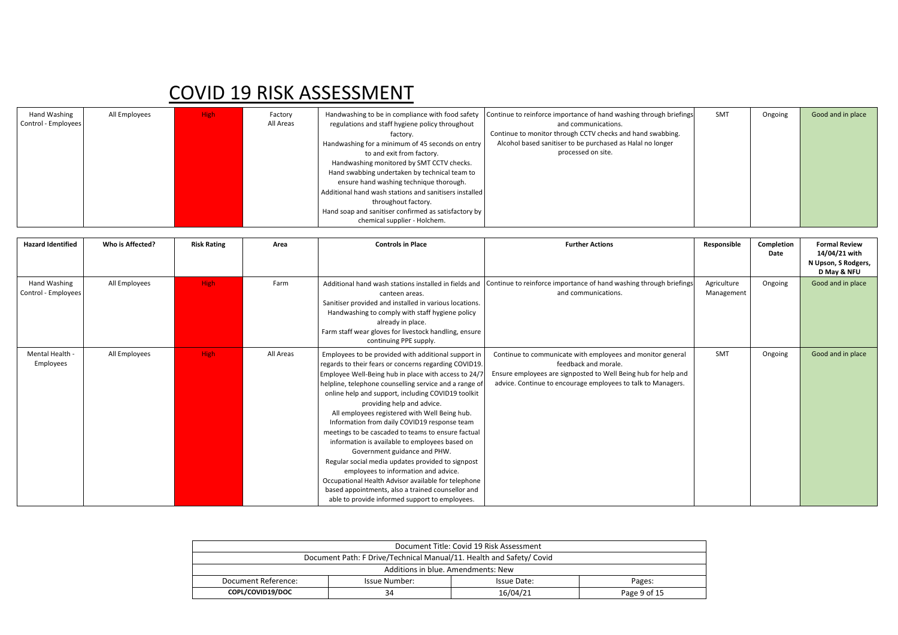# COVID 19 RISK ASSESSMENT

| Hazard Identified | Who is Affected? | Risk Rating | Area | Controls in Place | Further Actions | Responsible | Completion Date | Formal Review 14/04/21 with N Upson, S Rodgers, D May & NFU |
|---|---|---|---|---|---|---|---|---|
| Hand Washing Control - Employees | All Employees | High | Factory All Areas | Handwashing to be in compliance with food safety regulations and staff hygiene policy throughout factory. Handwashing for a minimum of 45 seconds on entry to and exit from factory. Handwashing monitored by SMT CCTV checks. Hand swabbing undertaken by technical team to ensure hand washing technique thorough. Additional hand wash stations and sanitisers installed throughout factory. Hand soap and sanitiser confirmed as satisfactory by chemical supplier - Holchem. | Continue to reinforce importance of hand washing through briefings and communications. Continue to monitor through CCTV checks and hand swabbing. Alcohol based sanitiser to be purchased as Halal no longer processed on site. | SMT | Ongoing | Good and in place |
| Hand Washing Control - Employees | All Employees | High | Farm | Additional hand wash stations installed in fields and canteen areas. Sanitiser provided and installed in various locations. Handwashing to comply with staff hygiene policy already in place. Farm staff wear gloves for livestock handling, ensure continuing PPE supply. | Continue to reinforce importance of hand washing through briefings and communications. | Agriculture Management | Ongoing | Good and in place |
| Mental Health - Employees | All Employees | High | All Areas | Employees to be provided with additional support in regards to their fears or concerns regarding COVID19. Employee Well-Being hub in place with access to 24/7 helpline, telephone counselling service and a range of online help and support, including COVID19 toolkit providing help and advice. All employees registered with Well Being hub. Information from daily COVID19 response team meetings to be cascaded to teams to ensure factual information is available to employees based on Government guidance and PHW. Regular social media updates provided to signpost employees to information and advice. Occupational Health Advisor available for telephone based appointments, also a trained counsellor and able to provide informed support to employees. | Continue to communicate with employees and monitor general feedback and morale. Ensure employees are signposted to Well Being hub for help and advice. Continue to encourage employees to talk to Managers. | SMT | Ongoing | Good and in place |

| Document Title: Covid 19 Risk Assessment | | | |
|---|---|---|---|
| Document Path: F Drive/Technical Manual/11. Health and Safety/ Covid | | | |
| Additions in blue. Amendments: New | | | |
| Document Reference: | Issue Number: | Issue Date: | Pages: |
| **COPL/COVID19/DOC** | 34 | 16/04/21 | Page 9 of 15 |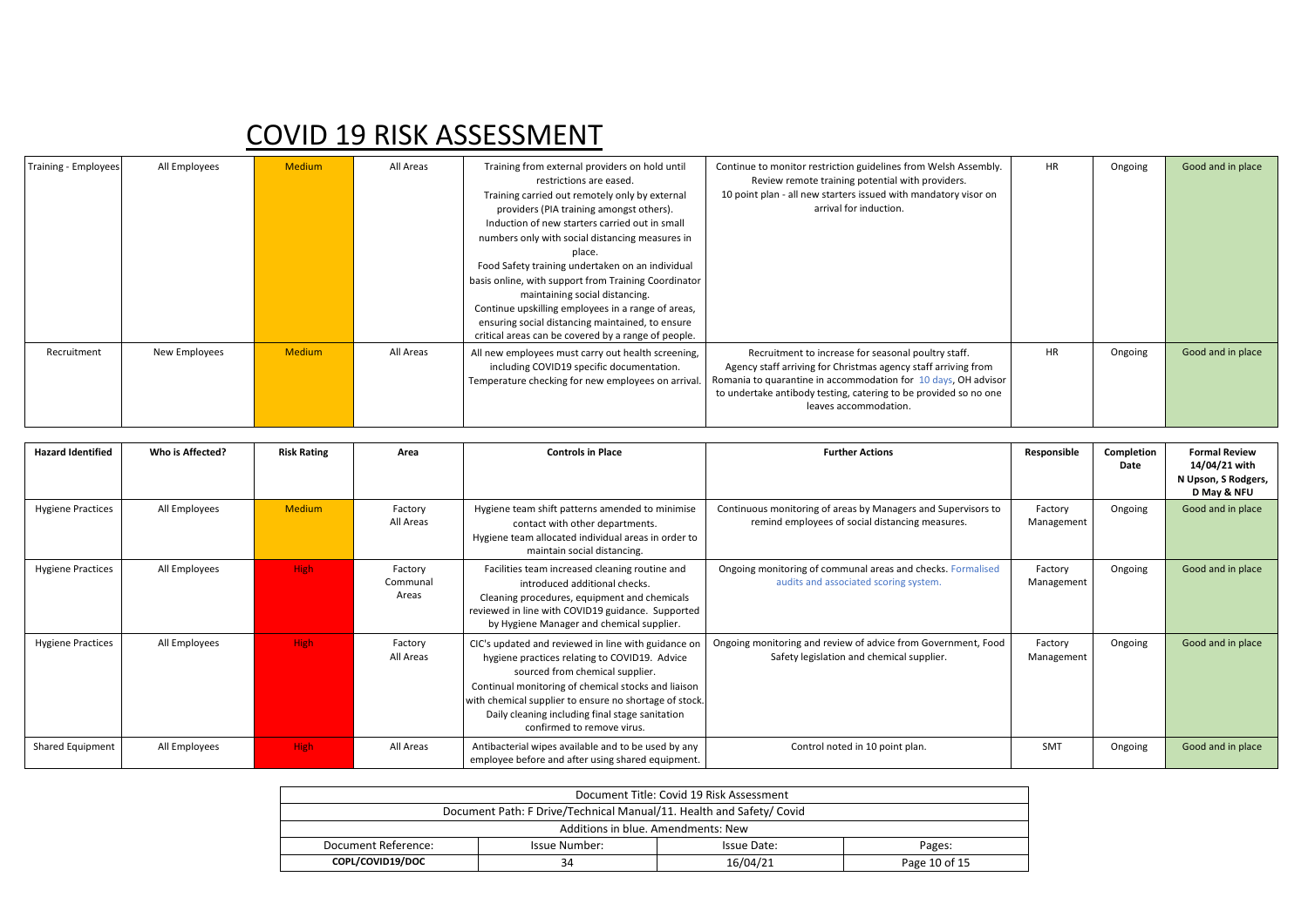# COVID 19 RISK ASSESSMENT

| Training - Employees | All Employees | Medium | All Areas | Training from external providers on hold until restrictions are eased.<br>Training carried out remotely only by external providers (PIA training amongst others).<br>Induction of new starters carried out in small numbers only with social distancing measures in place.<br>Food Safety training undertaken on an individual basis online, with support from Training Coordinator maintaining social distancing.<br>Continue upskilling employees in a range of areas, ensuring social distancing maintained, to ensure critical areas can be covered by a range of people. | Continue to monitor restriction guidelines from Welsh Assembly.<br>Review remote training potential with providers.<br>10 point plan - all new starters issued with mandatory visor on arrival for induction. | HR | Ongoing | Good and in place |
|---|---|---|---|---|---|---|---|---|
| Recruitment | New Employees | Medium | All Areas | All new employees must carry out health screening, including COVID19 specific documentation.<br>Temperature checking for new employees on arrival. | Recruitment to increase for seasonal poultry staff.<br>Agency staff arriving for Christmas agency staff arriving from Romania to quarantine in accommodation for 10 days, OH advisor to undertake antibody testing, catering to be provided so no one leaves accommodation. | HR | Ongoing | Good and in place |

| Hazard Identified | Who is Affected? | Risk Rating | Area | Controls in Place | Further Actions | Responsible | Completion Date | Formal Review 14/04/21 with N Upson, S Rodgers, D May & NFU |
|---|---|---|---|---|---|---|---|---|
| Hygiene Practices | All Employees | Medium | Factory All Areas | Hygiene team shift patterns amended to minimise contact with other departments.<br>Hygiene team allocated individual areas in order to maintain social distancing. | Continuous monitoring of areas by Managers and Supervisors to remind employees of social distancing measures. | Factory Management | Ongoing | Good and in place |
| Hygiene Practices | All Employees | High | Factory Communal Areas | Facilities team increased cleaning routine and introduced additional checks.<br>Cleaning procedures, equipment and chemicals reviewed in line with COVID19 guidance. Supported by Hygiene Manager and chemical supplier. | Ongoing monitoring of communal areas and checks. Formalised audits and associated scoring system. | Factory Management | Ongoing | Good and in place |
| Hygiene Practices | All Employees | High | Factory All Areas | CIC's updated and reviewed in line with guidance on hygiene practices relating to COVID19. Advice sourced from chemical supplier.<br>Continual monitoring of chemical stocks and liaison with chemical supplier to ensure no shortage of stock.<br>Daily cleaning including final stage sanitation confirmed to remove virus. | Ongoing monitoring and review of advice from Government, Food Safety legislation and chemical supplier. | Factory Management | Ongoing | Good and in place |
| Shared Equipment | All Employees | High | All Areas | Antibacterial wipes available and to be used by any employee before and after using shared equipment. | Control noted in 10 point plan. | SMT | Ongoing | Good and in place |

| Document Title: Covid 19 Risk Assessment | | | |
|---|---|---|---|
| Document Path: F Drive/Technical Manual/11. Health and Safety/ Covid | | | |
| Additions in blue. Amendments: New | | | |
| Document Reference: | Issue Number: | Issue Date: | Pages: |
| **COPL/COVID19/DOC** | 34 | 16/04/21 | Page 10 of 15 |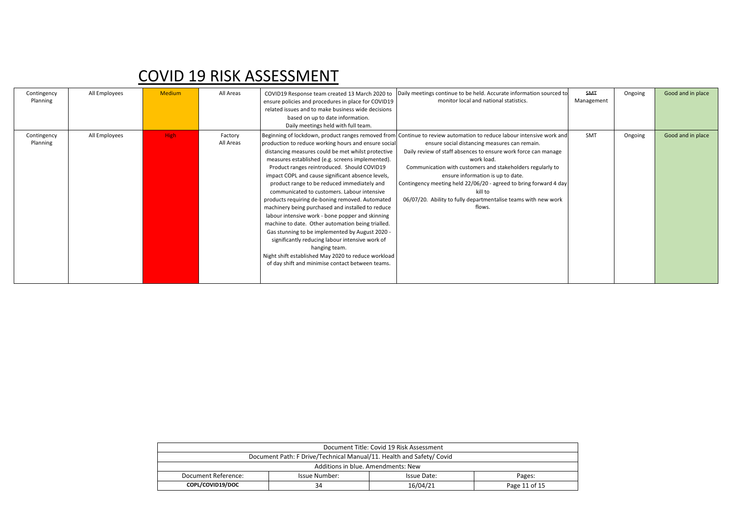# COVID 19 RISK ASSESSMENT

| | | | | | | | | |
|---|---|---|---|---|---|---|---|---|
| Contingency Planning | All Employees | Medium | All Areas | COVID19 Response team created 13 March 2020 to ensure policies and procedures in place for COVID19 related issues and to make business wide decisions based on up to date information. Daily meetings held with full team. | Daily meetings continue to be held. Accurate information sourced to monitor local and national statistics. | ~~SMT~~ Management | Ongoing | Good and in place |
| Contingency Planning | All Employees | High | Factory All Areas | Beginning of lockdown, product ranges removed from production to reduce working hours and ensure social distancing measures could be met whilst protective measures established (e.g. screens implemented). Product ranges reintroduced. Should COVID19 impact COPL and cause significant absence levels, product range to be reduced immediately and communicated to customers. Labour intensive products requiring de-boning removed. Automated machinery being purchased and installed to reduce labour intensive work - bone popper and skinning machine to date. Other automation being trialled. Gas stunning to be implemented by August 2020 - significantly reducing labour intensive work of hanging team. Night shift established May 2020 to reduce workload of day shift and minimise contact between teams. | Continue to review automation to reduce labour intensive work and ensure social distancing measures can remain. Daily review of staff absences to ensure work force can manage work load. Communication with customers and stakeholders regularly to ensure information is up to date. Contingency meeting held 22/06/20 - agreed to bring forward 4 day kill to 06/07/20. Ability to fully departmentalise teams with new work flows. | SMT | Ongoing | Good and in place |

| Document Title: Covid 19 Risk Assessment | | | |
|---|---|---|---|
| Document Path: F Drive/Technical Manual/11. Health and Safety/ Covid | | | |
| Additions in blue. Amendments: New | | | |
| Document Reference: | Issue Number: | Issue Date: | Pages: |
| **COPL/COVID19/DOC** | 34 | 16/04/21 | Page 11 of 15 |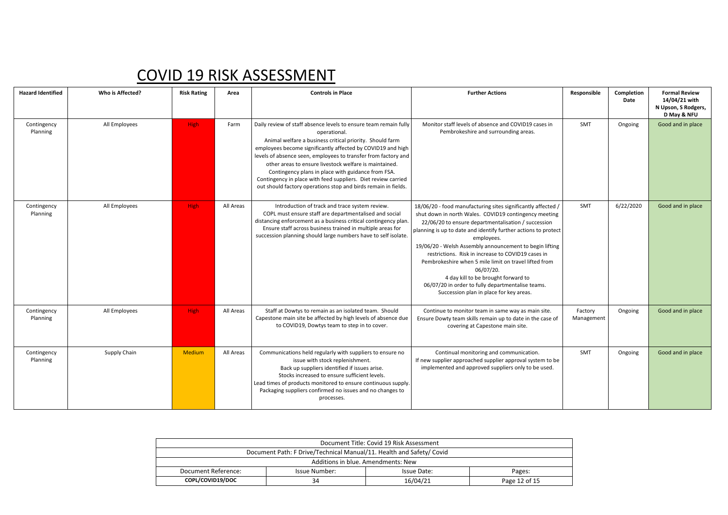# COVID 19 RISK ASSESSMENT

| Hazard Identified | Who is Affected? | Risk Rating | Area | Controls in Place | Further Actions | Responsible | Completion Date | Formal Review 14/04/21 with N Upson, S Rodgers, D May & NFU |
|---|---|---|---|---|---|---|---|---|
| Contingency Planning | All Employees | High | Farm | Daily review of staff absence levels to ensure team remain fully operational. Animal welfare a business critical priority. Should farm employees become significantly affected by COVID19 and high levels of absence seen, employees to transfer from factory and other areas to ensure livestock welfare is maintained. Contingency plans in place with guidance from FSA. Contingency in place with feed suppliers. Diet review carried out should factory operations stop and birds remain in fields. | Monitor staff levels of absence and COVID19 cases in Pembrokeshire and surrounding areas. | SMT | Ongoing | Good and in place |
| Contingency Planning | All Employees | High | All Areas | Introduction of track and trace system review. COPL must ensure staff are departmentalised and social distancing enforcement as a business critical contingency plan. Ensure staff across business trained in multiple areas for succession planning should large numbers have to self isolate. | 18/06/20 - food manufacturing sites significantly affected / shut down in north Wales. COVID19 contingency meeting 22/06/20 to ensure departmentalisation / succession planning is up to date and identify further actions to protect employees. 19/06/20 - Welsh Assembly announcement to begin lifting restrictions. Risk in increase to COVID19 cases in Pembrokeshire when 5 mile limit on travel lifted from 06/07/20. 4 day kill to be brought forward to 06/07/20 in order to fully departmentalise teams. Succession plan in place for key areas. | SMT | 6/22/2020 | Good and in place |
| Contingency Planning | All Employees | High | All Areas | Staff at Dowtys to remain as an isolated team. Should Capestone main site be affected by high levels of absence due to COVID19, Dowtys team to step in to cover. | Continue to monitor team in same way as main site. Ensure Dowty team skills remain up to date in the case of covering at Capestone main site. | Factory Management | Ongoing | Good and in place |
| Contingency Planning | Supply Chain | Medium | All Areas | Communications held regularly with suppliers to ensure no issue with stock replenishment. Back up suppliers identified if issues arise. Stocks increased to ensure sufficient levels. Lead times of products monitored to ensure continuous supply. Packaging suppliers confirmed no issues and no changes to processes. | Continual monitoring and communication. If new supplier approached supplier approval system to be implemented and approved suppliers only to be used. | SMT | Ongoing | Good and in place |

| Document Title: Covid 19 Risk Assessment | | | |
|---|---|---|---|
| Document Path: F Drive/Technical Manual/11. Health and Safety/ Covid | | | |
| Additions in blue. Amendments: New | | | |
| Document Reference: | Issue Number: | Issue Date: | Pages: |
| **COPL/COVID19/DOC** | 34 | 16/04/21 | Page 12 of 15 |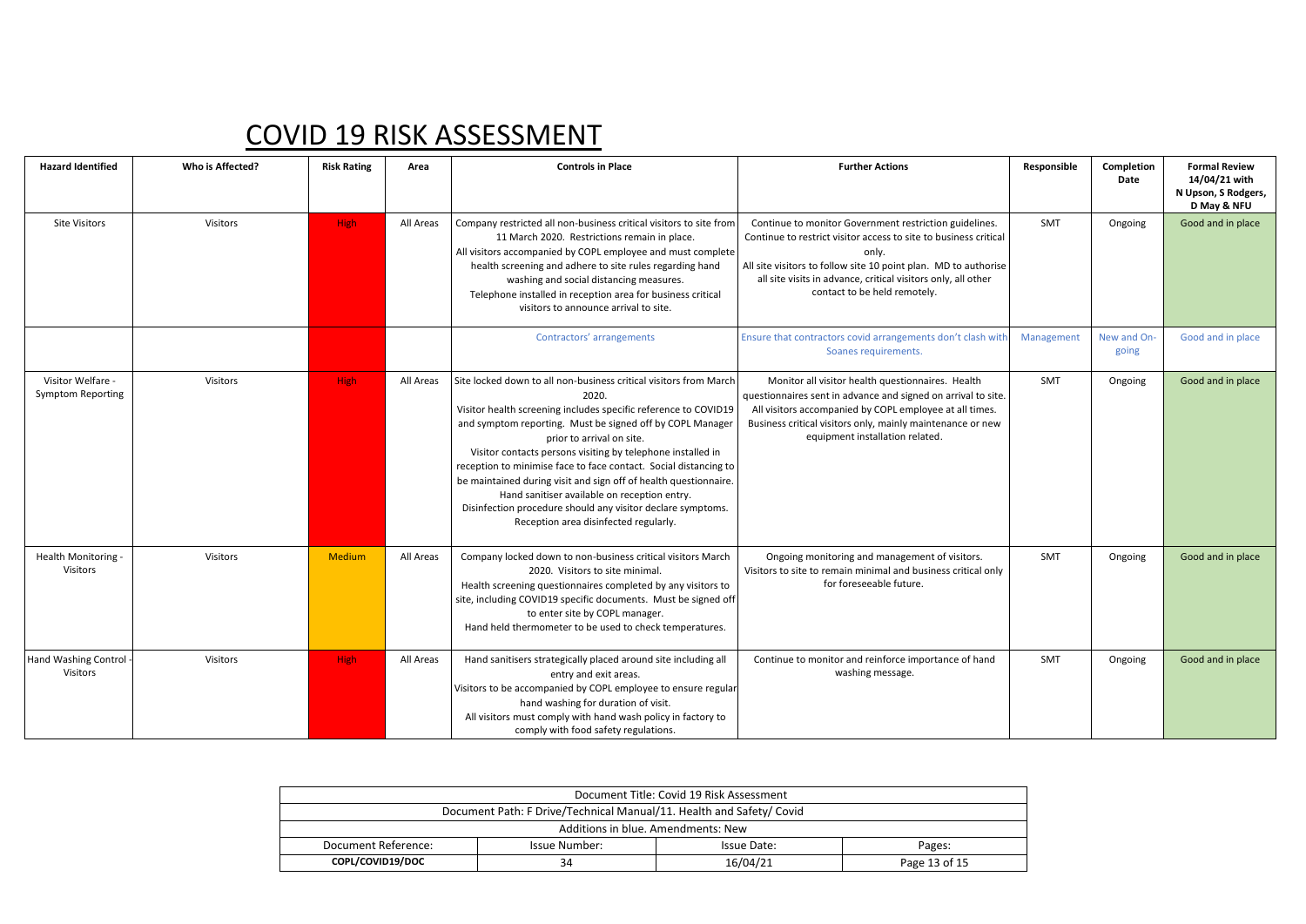# COVID 19 RISK ASSESSMENT

| Hazard Identified | Who is Affected? | Risk Rating | Area | Controls in Place | Further Actions | Responsible | Completion Date | Formal Review 14/04/21 with N Upson, S Rodgers, D May & NFU |
|---|---|---|---|---|---|---|---|---|
| Site Visitors | Visitors | High | All Areas | Company restricted all non-business critical visitors to site from 11 March 2020. Restrictions remain in place. All visitors accompanied by COPL employee and must complete health screening and adhere to site rules regarding hand washing and social distancing measures. Telephone installed in reception area for business critical visitors to announce arrival to site. | Continue to monitor Government restriction guidelines. Continue to restrict visitor access to site to business critical only. All site visitors to follow site 10 point plan. MD to authorise all site visits in advance, critical visitors only, all other contact to be held remotely. | SMT | Ongoing | Good and in place |
| | | | | Contractors' arrangements | Ensure that contractors covid arrangements don't clash with Soanes requirements. | Management | New and On-going | Good and in place |
| Visitor Welfare - Symptom Reporting | Visitors | High | All Areas | Site locked down to all non-business critical visitors from March 2020. Visitor health screening includes specific reference to COVID19 and symptom reporting. Must be signed off by COPL Manager prior to arrival on site. Visitor contacts persons visiting by telephone installed in reception to minimise face to face contact. Social distancing to be maintained during visit and sign off of health questionnaire. Hand sanitiser available on reception entry. Disinfection procedure should any visitor declare symptoms. Reception area disinfected regularly. | Monitor all visitor health questionnaires. Health questionnaires sent in advance and signed on arrival to site. All visitors accompanied by COPL employee at all times. Business critical visitors only, mainly maintenance or new equipment installation related. | SMT | Ongoing | Good and in place |
| Health Monitoring - Visitors | Visitors | Medium | All Areas | Company locked down to non-business critical visitors March 2020. Visitors to site minimal. Health screening questionnaires completed by any visitors to site, including COVID19 specific documents. Must be signed off to enter site by COPL manager. Hand held thermometer to be used to check temperatures. | Ongoing monitoring and management of visitors. Visitors to site to remain minimal and business critical only for foreseeable future. | SMT | Ongoing | Good and in place |
| Hand Washing Control - Visitors | Visitors | High | All Areas | Hand sanitisers strategically placed around site including all entry and exit areas. Visitors to be accompanied by COPL employee to ensure regular hand washing for duration of visit. All visitors must comply with hand wash policy in factory to comply with food safety regulations. | Continue to monitor and reinforce importance of hand washing message. | SMT | Ongoing | Good and in place |

| Document Title: Covid 19 Risk Assessment | | | |
|---|---|---|---|
| Document Path: F Drive/Technical Manual/11. Health and Safety/ Covid | | | |
| Additions in blue. Amendments: New | | | |
| Document Reference: | Issue Number: | Issue Date: | Pages: |
| **COPL/COVID19/DOC** | 34 | 16/04/21 | Page 13 of 15 |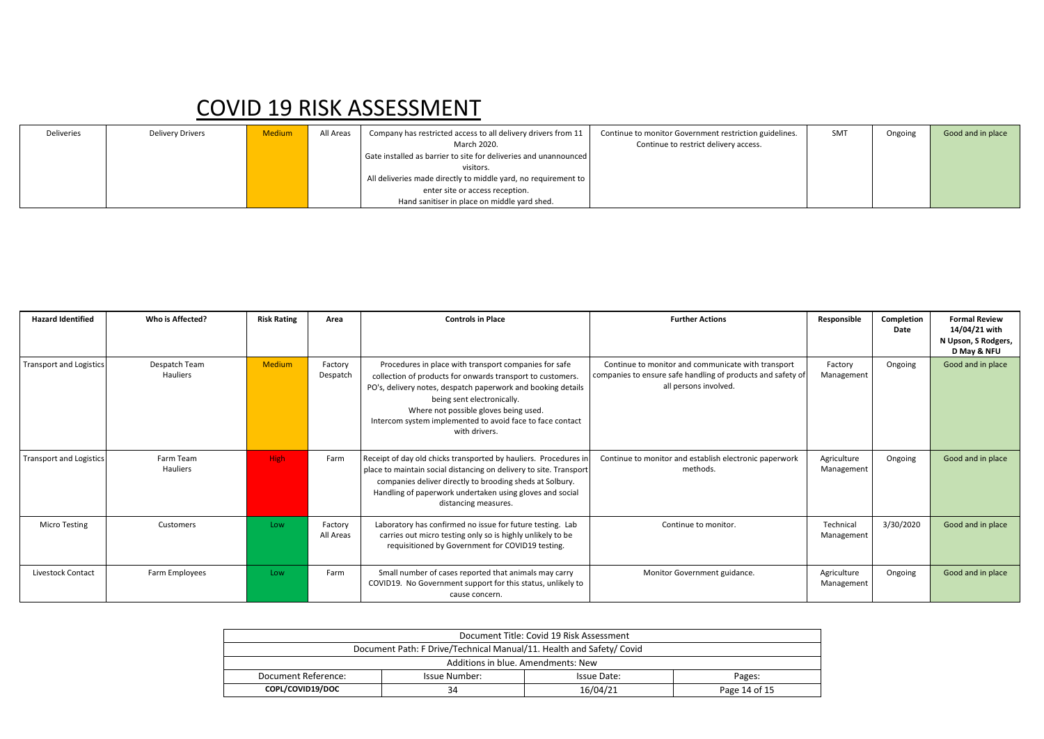# COVID 19 RISK ASSESSMENT

| Hazard Identified | Who is Affected? | Risk Rating | Area | Controls in Place | Further Actions | Responsible | Completion Date | Formal Review 14/04/21 with N Upson, S Rodgers, D May & NFU |
|---|---|---|---|---|---|---|---|---|
| Deliveries | Delivery Drivers | Medium | All Areas | Company has restricted access to all delivery drivers from 11 March 2020. Gate installed as barrier to site for deliveries and unannounced visitors. All deliveries made directly to middle yard, no requirement to enter site or access reception. Hand sanitiser in place on middle yard shed. | Continue to monitor Government restriction guidelines. Continue to restrict delivery access. | SMT | Ongoing | Good and in place |
| Transport and Logistics | Despatch Team Hauliers | Medium | Factory Despatch | Procedures in place with transport companies for safe collection of products for onwards transport to customers. PO's, delivery notes, despatch paperwork and booking details being sent electronically. Where not possible gloves being used. Intercom system implemented to avoid face to face contact with drivers. | Continue to monitor and communicate with transport companies to ensure safe handling of products and safety of all persons involved. | Factory Management | Ongoing | Good and in place |
| Transport and Logistics | Farm Team Hauliers | High | Farm | Receipt of day old chicks transported by hauliers. Procedures in place to maintain social distancing on delivery to site. Transport companies deliver directly to brooding sheds at Solbury. Handling of paperwork undertaken using gloves and social distancing measures. | Continue to monitor and establish electronic paperwork methods. | Agriculture Management | Ongoing | Good and in place |
| Micro Testing | Customers | Low | Factory All Areas | Laboratory has confirmed no issue for future testing. Lab carries out micro testing only so is highly unlikely to be requisitioned by Government for COVID19 testing. | Continue to monitor. | Technical Management | 3/30/2020 | Good and in place |
| Livestock Contact | Farm Employees | Low | Farm | Small number of cases reported that animals may carry COVID19. No Government support for this status, unlikely to cause concern. | Monitor Government guidance. | Agriculture Management | Ongoing | Good and in place |

| Document Title: Covid 19 Risk Assessment | | | |
|---|---|---|---|
| Document Path: F Drive/Technical Manual/11. Health and Safety/ Covid | | | |
| Additions in blue. Amendments: New | | | |
| Document Reference: | Issue Number: | Issue Date: | Pages: |
| **COPL/COVID19/DOC** | 34 | 16/04/21 | Page 14 of 15 |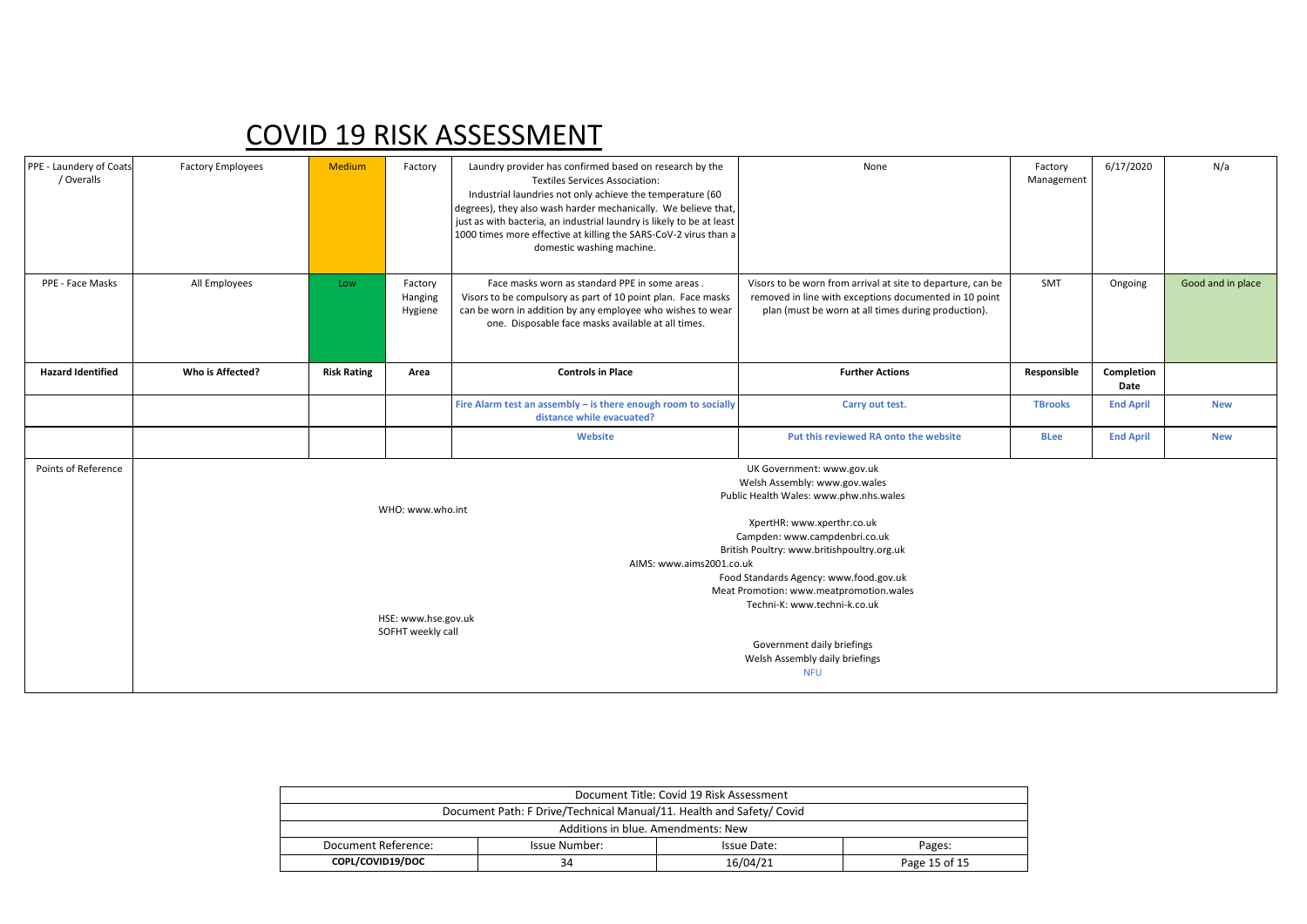# COVID 19 RISK ASSESSMENT

| | | | | | | | | |
|---|---|---|---|---|---|---|---|---|
| PPE - Laundery of Coats / Overalls | Factory Employees | Medium | Factory | Laundry provider has confirmed based on research by the Textiles Services Association: Industrial laundries not only achieve the temperature (60 degrees), they also wash harder mechanically. We believe that, just as with bacteria, an industrial laundry is likely to be at least 1000 times more effective at killing the SARS-CoV-2 virus than a domestic washing machine. | None | Factory Management | 6/17/2020 | N/a |
| PPE - Face Masks | All Employees | Low | Factory Hanging Hygiene | Face masks worn as standard PPE in some areas . Visors to be compulsory as part of 10 point plan. Face masks can be worn in addition by any employee who wishes to wear one. Disposable face masks available at all times. | Visors to be worn from arrival at site to departure, can be removed in line with exceptions documented in 10 point plan (must be worn at all times during production). | SMT | Ongoing | Good and in place |
| **Hazard Identified** | **Who is Affected?** | **Risk Rating** | **Area** | **Controls in Place** | **Further Actions** | **Responsible** | **Completion Date** | |
| | | | | **Fire Alarm test an assembly – is there enough room to socially distance while evacuated?** | **Carry out test.** | **TBrooks** | **End April** | **New** |
| | | | | **Website** | **Put this reviewed RA onto the website** | **BLee** | **End April** | **New** |

**Points of Reference**

- UK Government: www.gov.uk
- Welsh Assembly: www.gov.wales
- Public Health Wales: www.phw.nhs.wales
- WHO: www.who.int
- XpertHR: www.xperthr.co.uk
- Campden: www.campdenbri.co.uk
- British Poultry: www.britishpoultry.org.uk
- AIMS: www.aims2001.co.uk
- Food Standards Agency: www.food.gov.uk
- Meat Promotion: www.meatpromotion.wales
- Techni-K: www.techni-k.co.uk
- HSE: www.hse.gov.uk
- SOFHT weekly call
- Government daily briefings
- Welsh Assembly daily briefings
- NFU

| Document Title: Covid 19 Risk Assessment | | | |
|---|---|---|---|
| Document Path: F Drive/Technical Manual/11. Health and Safety/ Covid | | | |
| Additions in blue. Amendments: New | | | |
| Document Reference: | Issue Number: | Issue Date: | Pages: |
| **COPL/COVID19/DOC** | 34 | 16/04/21 | Page 15 of 15 |